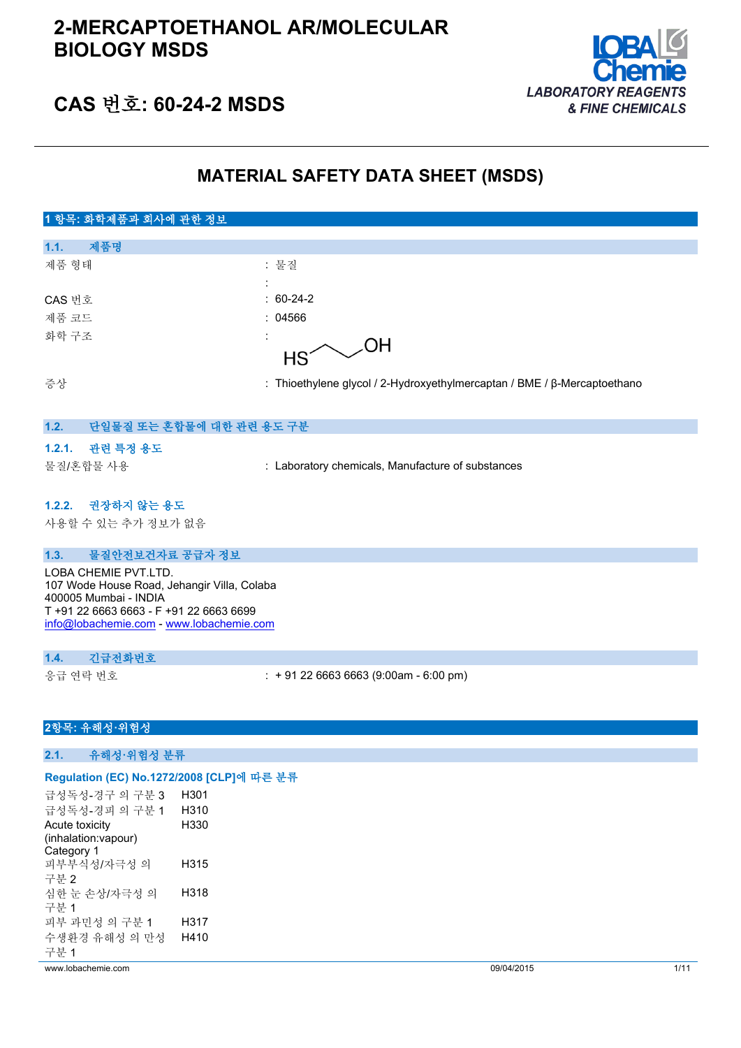# 2-MERCAPTOETHANOL AR/MOLECULAR BIOLOGY MSDS

## CAS 번호: 60-24-2 MSDS

LOBA Chemie
LABORATORY REAGENTS & FINE CHEMICALS

# MATERIAL SAFETY DATA SHEET (MSDS)

## 1 항목: 화학제품과 회사에 관한 정보

### 1.1. 제품명

| | |
|---|---|
| 제품 형태 | : 물질 |
| | : |
| CAS 번호 | : 60-24-2 |
| 제품 코드 | : 04566 |
| 화학 구조 | : HS‿OH |
| 증상 | : Thioethylene glycol / 2-Hydroxyethylmercaptan / BME / β-Mercaptoethano |

### 1.2. 단일물질 또는 혼합물에 대한 관련 용도 구분

#### 1.2.1. 관련 특정 용도

| | |
|---|---|
| 물질/혼합물 사용 | : Laboratory chemicals, Manufacture of substances |

#### 1.2.2. 권장하지 않는 용도

사용할 수 있는 추가 정보가 없음

### 1.3. 물질안전보건자료 공급자 정보

LOBA CHEMIE PVT.LTD.
107 Wode House Road, Jehangir Villa, Colaba
400005 Mumbai - INDIA
T +91 22 6663 6663 - F +91 22 6663 6699
info@lobachemie.com - www.lobachemie.com

### 1.4. 긴급전화번호

| | |
|---|---|
| 응급 연락 번호 | : + 91 22 6663 6663 (9:00am - 6:00 pm) |

## 2항목: 유해성·위험성

### 2.1. 유해성·위험성 분류

#### Regulation (EC) No.1272/2008 [CLP]에 따른 분류

| | |
|---|---|
| 급성독성-경구 의 구분 3 | H301 |
| 급성독성-경피 의 구분 1 | H310 |
| Acute toxicity (inhalation:vapour) Category 1 | H330 |
| 피부부식성/자극성 의 구분 2 | H315 |
| 심한 눈 손상/자극성 의 구분 1 | H318 |
| 피부 과민성 의 구분 1 | H317 |
| 수생환경 유해성 의 만성 구분 1 | H410 |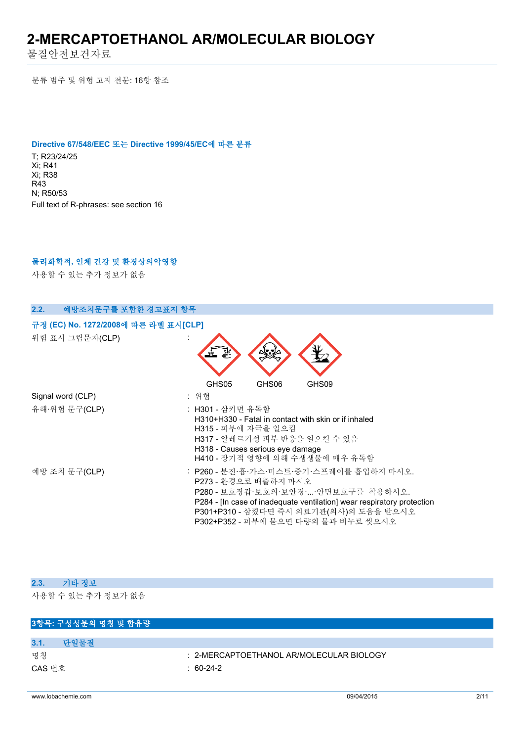분류 범주 및 위험 고지 전문: 16항 참조

**Directive 67/548/EEC 또는 Directive 1999/45/EC에 따른 분류**

T; R23/24/25
Xi; R41
Xi; R38
R43
N; R50/53
Full text of R-phrases: see section 16

**물리화학적, 인체 건강 및 환경상의악영향**

사용할 수 있는 추가 정보가 없음

## 2.2. 예방조치문구를 포함한 경고표지 항목

**규정 (EC) No. 1272/2008에 따른 라벨 표시[CLP]**

위험 표시 그림문자(CLP) : GHS05 GHS06 GHS09

Signal word (CLP) : 위험

유해·위험 문구(CLP) :
- H301 - 삼키면 유독함
- H310+H330 - Fatal in contact with skin or if inhaled
- H315 - 피부에 자극을 일으킴
- H317 - 알레르기성 피부 반응을 일으킬 수 있음
- H318 - Causes serious eye damage
- H410 - 장기적 영향에 의해 수생생물에 매우 유독함

예방 조치 문구(CLP) :
- P260 - 분진·흄·가스·미스트·증기·스프레이를 흡입하지 마시오.
- P273 - 환경으로 배출하지 마시오
- P280 - 보호장갑·보호의·보안경·...·안면보호구를 착용하시오.
- P284 - [In case of inadequate ventilation] wear respiratory protection
- P301+P310 - 삼켰다면 즉시 의료기관(의사)의 도움을 받으시오
- P302+P352 - 피부에 묻으면 다량의 물과 비누로 씻으시오

## 2.3. 기타 정보

사용할 수 있는 추가 정보가 없음

# 3항목: 구성성분의 명칭 및 함유량

## 3.1. 단일물질

명칭 : 2-MERCAPTOETHANOL AR/MOLECULAR BIOLOGY

CAS 번호 : 60-24-2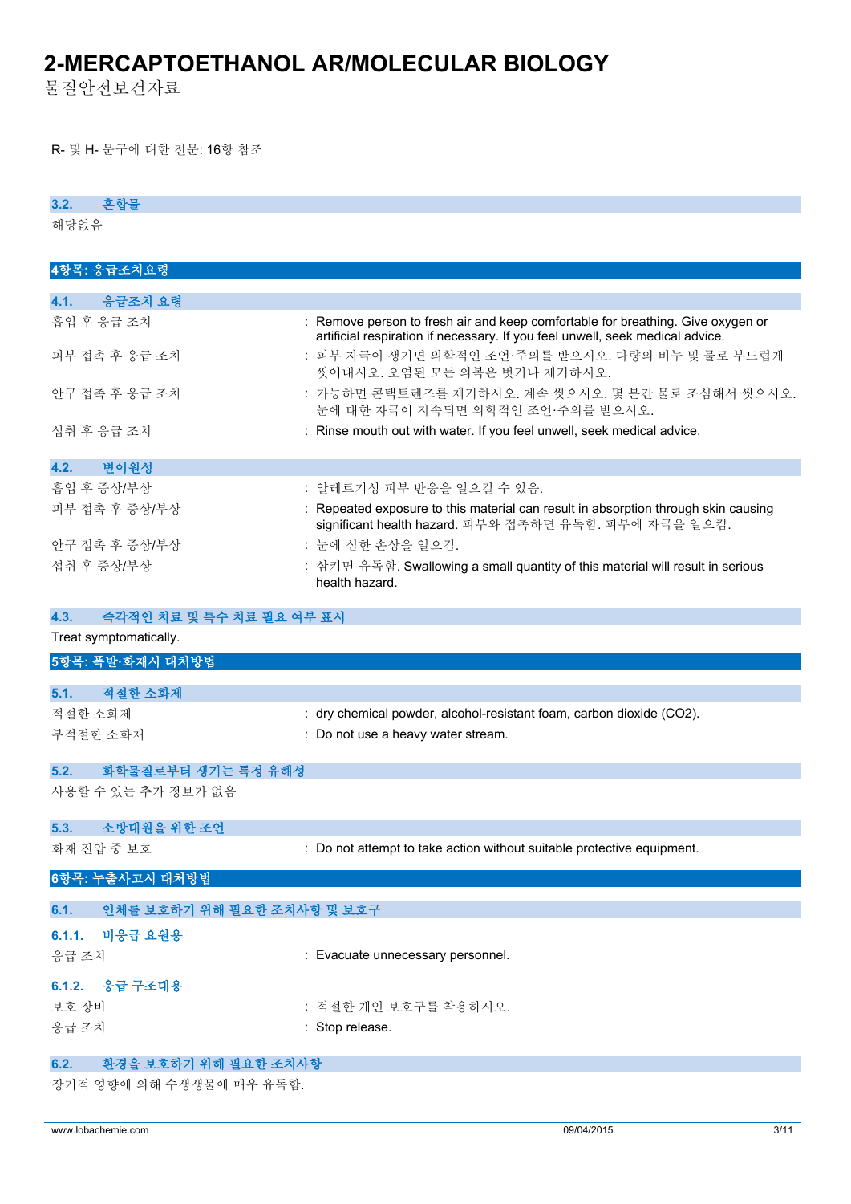R- 및 H- 문구에 대한 전문: 16항 참조

### 3.2. 혼합물

해당없음

## 4항목: 응급조치요령

### 4.1. 응급조치 요령

| | |
|---|---|
| 흡입 후 응급 조치 | : Remove person to fresh air and keep comfortable for breathing. Give oxygen or artificial respiration if necessary. If you feel unwell, seek medical advice. |
| 피부 접촉 후 응급 조치 | : 피부 자극이 생기면 의학적인 조언·주의를 받으시오. 다량의 비누 및 물로 부드럽게 씻어내시오. 오염된 모든 의복은 벗거나 제거하시오. |
| 안구 접촉 후 응급 조치 | : 가능하면 콘택트렌즈를 제거하시오. 계속 씻으시오. 몇 분간 물로 조심해서 씻으시오. 눈에 대한 자극이 지속되면 의학적인 조언·주의를 받으시오. |
| 섭취 후 응급 조치 | : Rinse mouth out with water. If you feel unwell, seek medical advice. |

### 4.2. 변이원성

| | |
|---|---|
| 흡입 후 증상/부상 | : 알레르기성 피부 반응을 일으킬 수 있음. |
| 피부 접촉 후 증상/부상 | : Repeated exposure to this material can result in absorption through skin causing significant health hazard. 피부와 접촉하면 유독함. 피부에 자극을 일으킴. |
| 안구 접촉 후 증상/부상 | : 눈에 심한 손상을 일으킴. |
| 섭취 후 증상/부상 | : 삼키면 유독함. Swallowing a small quantity of this material will result in serious health hazard. |

### 4.3. 즉각적인 치료 및 특수 치료 필요 여부 표시

Treat symptomatically.

## 5항목: 폭발·화재시 대처방법

### 5.1. 적절한 소화제

| | |
|---|---|
| 적절한 소화제 | : dry chemical powder, alcohol-resistant foam, carbon dioxide ($CO_2$). |
| 부적절한 소화재 | : Do not use a heavy water stream. |

### 5.2. 화학물질로부터 생기는 특정 유해성

사용할 수 있는 추가 정보가 없음

### 5.3. 소방대원을 위한 조언

| | |
|---|---|
| 화재 진압 중 보호 | : Do not attempt to take action without suitable protective equipment. |

## 6항목: 누출사고시 대처방법

### 6.1. 인체를 보호하기 위해 필요한 조치사항 및 보호구

#### 6.1.1. 비응급 요원용

| | |
|---|---|
| 응급 조치 | : Evacuate unnecessary personnel. |

#### 6.1.2. 응급 구조대용

| | |
|---|---|
| 보호 장비 | : 적절한 개인 보호구를 착용하시오. |
| 응급 조치 | : Stop release. |

### 6.2. 환경을 보호하기 위해 필요한 조치사항

장기적 영향에 의해 수생생물에 매우 유독함.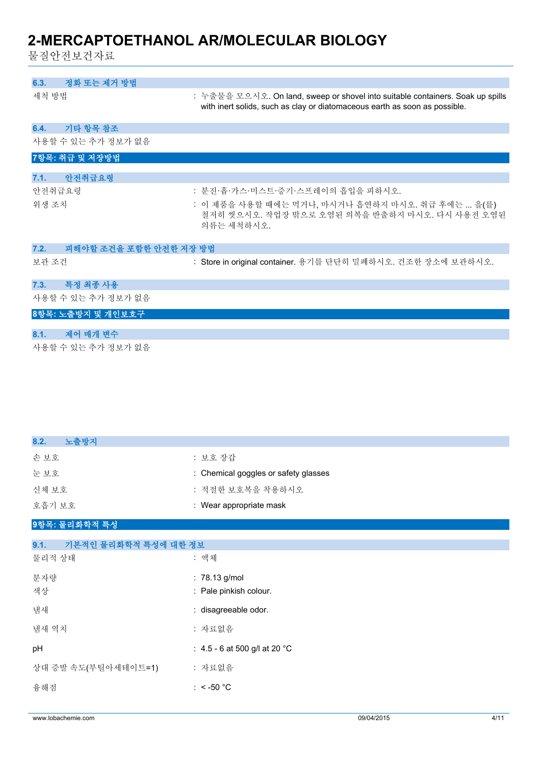### 6.3. 정화 또는 제거 방법

| | |
|---|---|
| 세척 방법 | : 누출물을 모으시오. On land, sweep or shovel into suitable containers. Soak up spills with inert solids, such as clay or diatomaceous earth as soon as possible. |

### 6.4. 기타 항목 참조

사용할 수 있는 추가 정보가 없음

## 7항목: 취급 및 저장방법

### 7.1. 안전취급요령

| | |
|---|---|
| 안전취급요령 | : 분진·흄·가스·미스트·증기·스프레이의 흡입을 피하시오. |
| 위생 조치 | : 이 제품을 사용할 때에는 먹거나, 마시거나 흡연하지 마시오. 취급 후에는 ... 을(를) 철저히 씻으시오. 작업장 밖으로 오염된 의복을 반출하지 마시오. 다시 사용전 오염된 의류는 세척하시오. |

### 7.2. 피해야할 조건을 포함한 안전한 저장 방법

| | |
|---|---|
| 보관 조건 | : Store in original container. 용기를 단단히 밀폐하시오. 건조한 장소에 보관하시오. |

### 7.3. 특정 최종 사용

사용할 수 있는 추가 정보가 없음

## 8항목: 노출방지 및 개인보호구

### 8.1. 제어 매개 변수

사용할 수 있는 추가 정보가 없음

### 8.2. 노출방지

| | |
|---|---|
| 손 보호 | : 보호 장갑 |
| 눈 보호 | : Chemical goggles or safety glasses |
| 신체 보호 | : 적절한 보호복을 착용하시오 |
| 호흡기 보호 | : Wear appropriate mask |

## 9항목: 물리화학적 특성

### 9.1. 기본적인 물리화학적 특성에 대한 정보

| | |
|---|---|
| 물리적 상태 | : 액체 |
| 분자량 | : 78.13 g/mol |
| 색상 | : Pale pinkish colour. |
| 냄새 | : disagreeable odor. |
| 냄새 역치 | : 자료없음 |
| pH | : 4.5 - 6 at 500 g/l at 20 °C |
| 상대 증발 속도(부틸아세테이트=1) | : 자료없음 |
| 융해점 | : < -50 °C |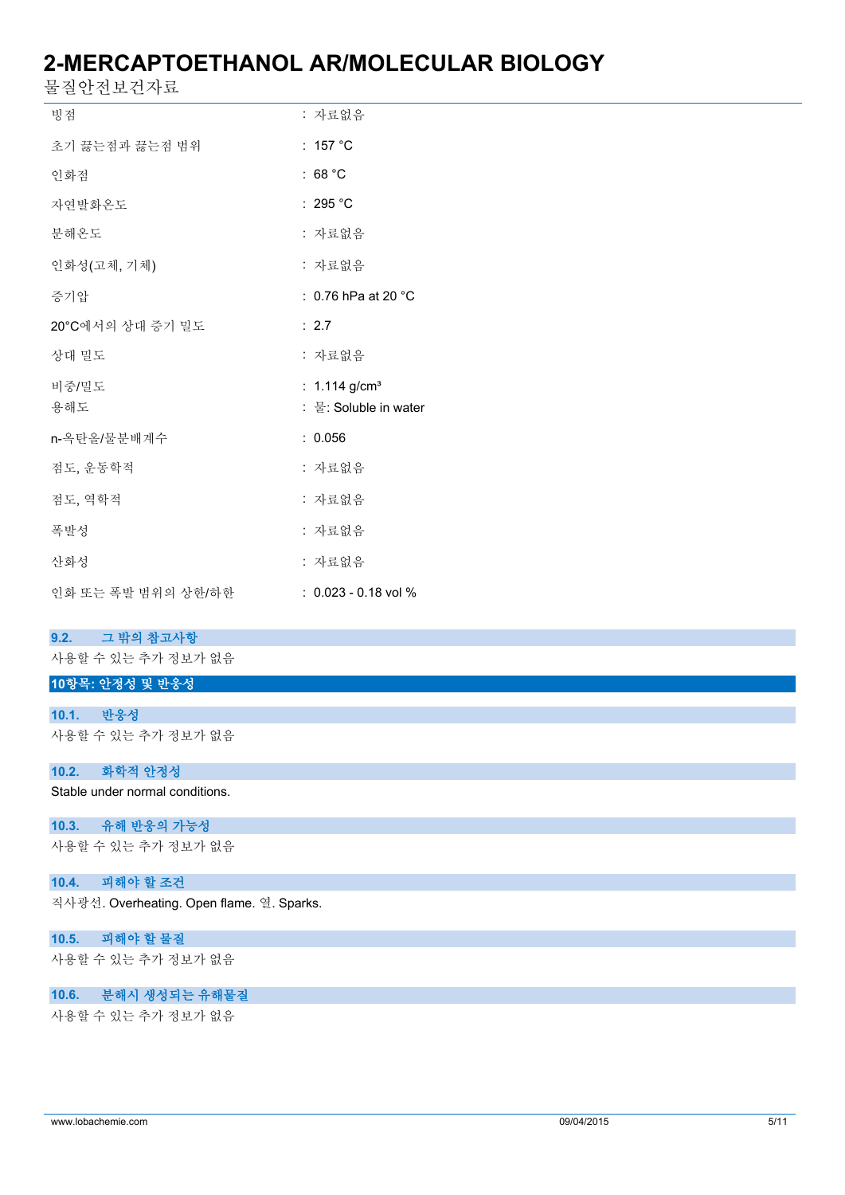| | |
|---|---|
| 빙점 | : 자료없음 |
| 초기 끓는점과 끓는점 범위 | : 157 °C |
| 인화점 | : 68 °C |
| 자연발화온도 | : 295 °C |
| 분해온도 | : 자료없음 |
| 인화성(고체, 기체) | : 자료없음 |
| 증기압 | : 0.76 hPa at 20 °C |
| 20°C에서의 상대 증기 밀도 | : 2.7 |
| 상대 밀도 | : 자료없음 |
| 비중/밀도 | : 1.114 g/cm³ |
| 용해도 | : 물: Soluble in water |
| n-옥탄올/물분배계수 | : 0.056 |
| 점도, 운동학적 | : 자료없음 |
| 점도, 역학적 | : 자료없음 |
| 폭발성 | : 자료없음 |
| 산화성 | : 자료없음 |
| 인화 또는 폭발 범위의 상한/하한 | : 0.023 - 0.18 vol % |

### 9.2. 그 밖의 참고사항

사용할 수 있는 추가 정보가 없음

## 10항목: 안정성 및 반응성

### 10.1. 반응성

사용할 수 있는 추가 정보가 없음

### 10.2. 화학적 안정성

Stable under normal conditions.

### 10.3. 유해 반응의 가능성

사용할 수 있는 추가 정보가 없음

### 10.4. 피해야 할 조건

직사광선. Overheating. Open flame. 열. Sparks.

### 10.5. 피해야 할 물질

사용할 수 있는 추가 정보가 없음

### 10.6. 분해시 생성되는 유해물질

사용할 수 있는 추가 정보가 없음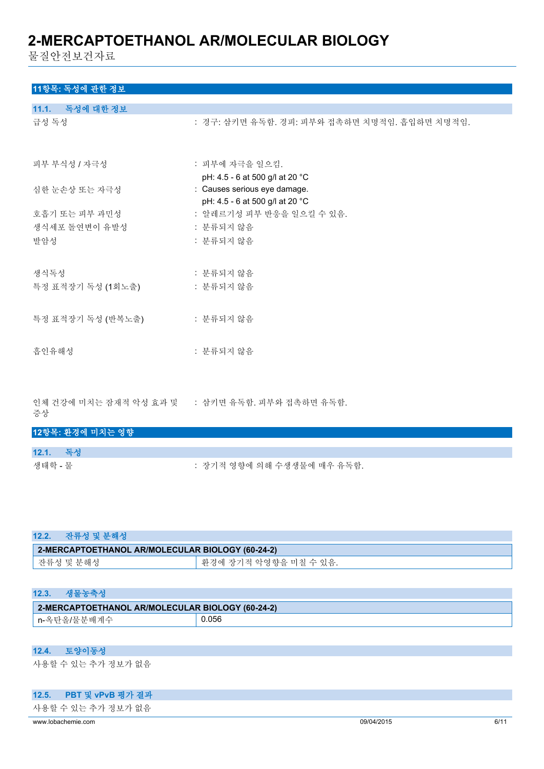## 11항목: 독성에 관한 정보

### 11.1. 독성에 대한 정보

| | |
|---|---|
| 급성 독성 | : 경구: 삼키면 유독함. 경피: 피부와 접촉하면 치명적임. 흡입하면 치명적임. |
| 피부 부식성 / 자극성 | : 피부에 자극을 일으킴.<br>pH: 4.5 - 6 at 500 g/l at 20 °C |
| 심한 눈손상 또는 자극성 | : Causes serious eye damage.<br>pH: 4.5 - 6 at 500 g/l at 20 °C |
| 호흡기 또는 피부 과민성 | : 알레르기성 피부 반응을 일으킬 수 있음. |
| 생식세포 돌연변이 유발성 | : 분류되지 않음 |
| 발암성 | : 분류되지 않음 |
| 생식독성 | : 분류되지 않음 |
| 특정 표적장기 독성 (1회노출) | : 분류되지 않음 |
| 특정 표적장기 독성 (반복노출) | : 분류되지 않음 |
| 흡인유해성 | : 분류되지 않음 |
| 인체 건강에 미치는 잠재적 악성 효과 및 증상 | : 삼키면 유독함. 피부와 접촉하면 유독함. |

## 12항목: 환경에 미치는 영향

### 12.1. 독성

| | |
|---|---|
| 생태학 - 물 | : 장기적 영향에 의해 수생생물에 매우 유독함. |

### 12.2. 잔류성 및 분해성

| 2-MERCAPTOETHANOL AR/MOLECULAR BIOLOGY (60-24-2) | |
|---|---|
| 잔류성 및 분해성 | 환경에 장기적 악영향을 미칠 수 있음. |

### 12.3. 생물농축성

| 2-MERCAPTOETHANOL AR/MOLECULAR BIOLOGY (60-24-2) | |
|---|---|
| n-옥탄올/물분배계수 | 0.056 |

### 12.4. 토양이동성

사용할 수 있는 추가 정보가 없음

### 12.5. PBT 및 vPvB 평가 결과

사용할 수 있는 추가 정보가 없음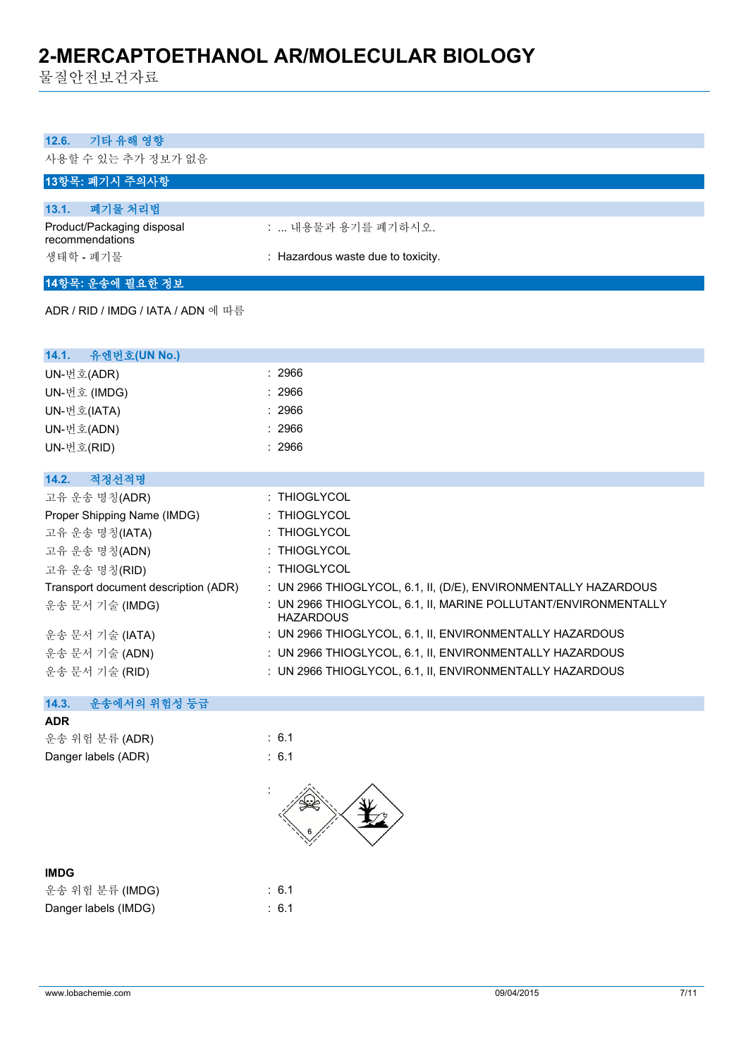### 12.6. 기타 유해 영향

사용할 수 있는 추가 정보가 없음

## 13항목: 폐기시 주의사항

### 13.1. 폐기물 처리법

| | |
|---|---|
| Product/Packaging disposal recommendations | : ... 내용물과 용기를 폐기하시오. |
| 생태학 - 폐기물 | : Hazardous waste due to toxicity. |

## 14항목: 운송에 필요한 정보

ADR / RID / IMDG / IATA / ADN 에 따름

### 14.1. 유엔번호(UN No.)

| | |
|---|---|
| UN-번호(ADR) | : 2966 |
| UN-번호 (IMDG) | : 2966 |
| UN-번호(IATA) | : 2966 |
| UN-번호(ADN) | : 2966 |
| UN-번호(RID) | : 2966 |

### 14.2. 적정선적명

| | |
|---|---|
| 고유 운송 명칭(ADR) | : THIOGLYCOL |
| Proper Shipping Name (IMDG) | : THIOGLYCOL |
| 고유 운송 명칭(IATA) | : THIOGLYCOL |
| 고유 운송 명칭(ADN) | : THIOGLYCOL |
| 고유 운송 명칭(RID) | : THIOGLYCOL |
| Transport document description (ADR) | : UN 2966 THIOGLYCOL, 6.1, II, (D/E), ENVIRONMENTALLY HAZARDOUS |
| 운송 문서 기술 (IMDG) | : UN 2966 THIOGLYCOL, 6.1, II, MARINE POLLUTANT/ENVIRONMENTALLY HAZARDOUS |
| 운송 문서 기술 (IATA) | : UN 2966 THIOGLYCOL, 6.1, II, ENVIRONMENTALLY HAZARDOUS |
| 운송 문서 기술 (ADN) | : UN 2966 THIOGLYCOL, 6.1, II, ENVIRONMENTALLY HAZARDOUS |
| 운송 문서 기술 (RID) | : UN 2966 THIOGLYCOL, 6.1, II, ENVIRONMENTALLY HAZARDOUS |

### 14.3. 운송에서의 위험성 등급

**ADR**

| | |
|---|---|
| 운송 위험 분류 (ADR) | : 6.1 |
| Danger labels (ADR) | : 6.1 |

:

**IMDG**

| | |
|---|---|
| 운송 위험 분류 (IMDG) | : 6.1 |
| Danger labels (IMDG) | : 6.1 |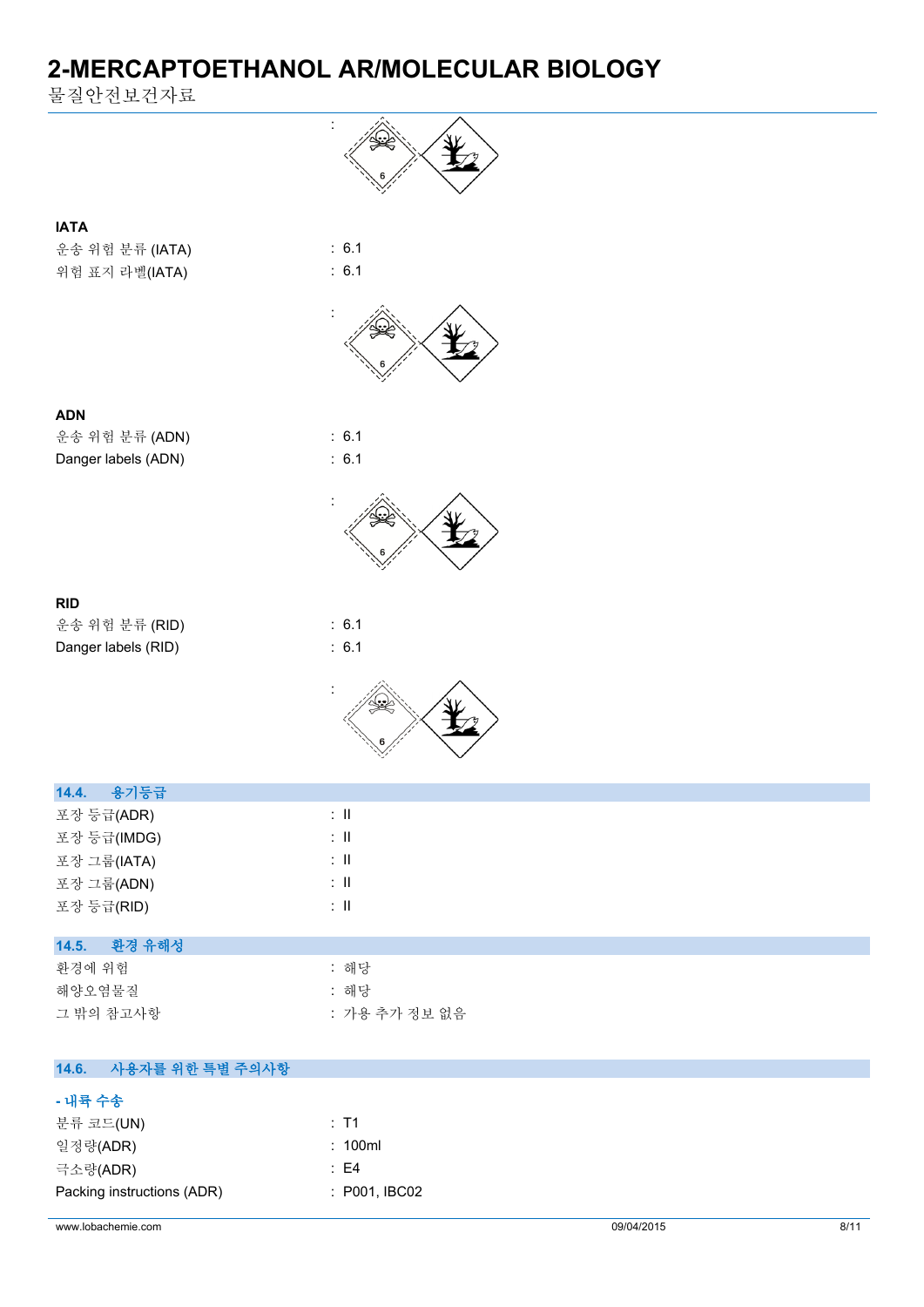:

**IATA**

운송 위험 분류 (IATA) : 6.1

위험 표지 라벨(IATA) : 6.1

:

**ADN**

운송 위험 분류 (ADN) : 6.1

Danger labels (ADN) : 6.1

:

**RID**

운송 위험 분류 (RID) : 6.1

Danger labels (RID) : 6.1

:

## 14.4. 용기등급

포장 등급(ADR) : II

포장 등급(IMDG) : II

포장 그룹(IATA) : II

포장 그룹(ADN) : II

포장 등급(RID) : II

## 14.5. 환경 유해성

환경에 위험 : 해당

해양오염물질 : 해당

그 밖의 참고사항 : 가용 추가 정보 없음

## 14.6. 사용자를 위한 특별 주의사항

**- 내륙 수송**

분류 코드(UN) : T1

일정량(ADR) : 100ml

극소량(ADR) : E4

Packing instructions (ADR) : P001, IBC02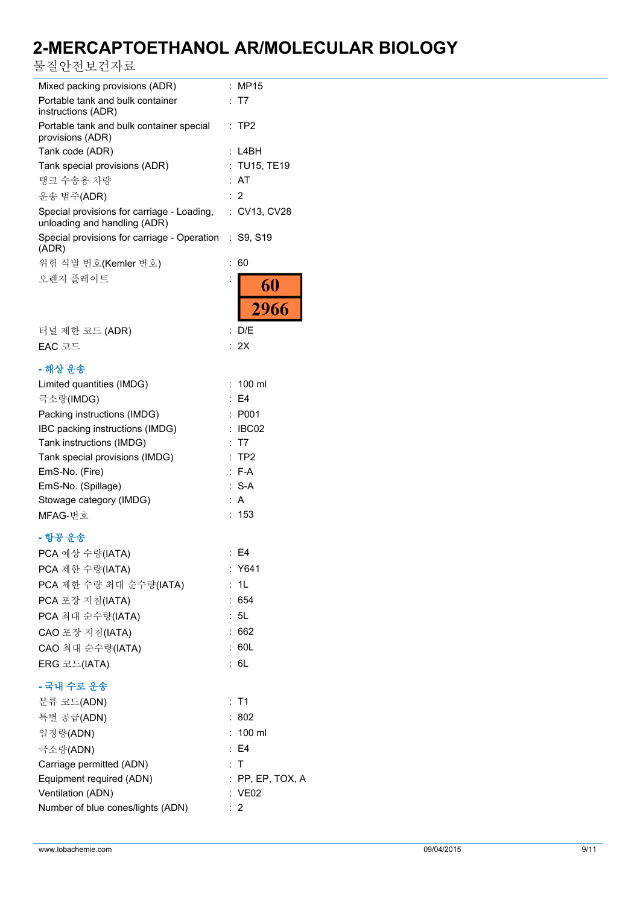| | | |
|---|---|---|
| Mixed packing provisions (ADR) | : | MP15 |
| Portable tank and bulk container instructions (ADR) | : | T7 |
| Portable tank and bulk container special provisions (ADR) | : | TP2 |
| Tank code (ADR) | : | L4BH |
| Tank special provisions (ADR) | : | TU15, TE19 |
| 탱크 수송용 차량 | : | AT |
| 운송 범주(ADR) | : | 2 |
| Special provisions for carriage - Loading, unloading and handling (ADR) | : | CV13, CV28 |
| Special provisions for carriage - Operation (ADR) | : | S9, S19 |
| 위험 식별 번호(Kemler 번호) | : | 60 |
| 오렌지 플레이트 | : | 60 / 2966 |
| 터널 제한 코드 (ADR) | : | D/E |
| EAC 코드 | : | 2X |

**- 해상 운송**

| | | |
|---|---|---|
| Limited quantities (IMDG) | : | 100 ml |
| 극소량(IMDG) | : | E4 |
| Packing instructions (IMDG) | : | P001 |
| IBC packing instructions (IMDG) | : | IBC02 |
| Tank instructions (IMDG) | : | T7 |
| Tank special provisions (IMDG) | : | TP2 |
| EmS-No. (Fire) | : | F-A |
| EmS-No. (Spillage) | : | S-A |
| Stowage category (IMDG) | : | A |
| MFAG-번호 | : | 153 |

**- 항공 운송**

| | | |
|---|---|---|
| PCA 예상 수량(IATA) | : | E4 |
| PCA 제한 수량(IATA) | : | Y641 |
| PCA 제한 수량 최대 순수량(IATA) | : | 1L |
| PCA 포장 지침(IATA) | : | 654 |
| PCA 최대 순수량(IATA) | : | 5L |
| CAO 포장 지침(IATA) | : | 662 |
| CAO 최대 순수량(IATA) | : | 60L |
| ERG 코드(IATA) | : | 6L |

**- 국내 수로 운송**

| | | |
|---|---|---|
| 분류 코드(ADN) | : | T1 |
| 특별 공급(ADN) | : | 802 |
| 일정량(ADN) | : | 100 ml |
| 극소량(ADN) | : | E4 |
| Carriage permitted (ADN) | : | T |
| Equipment required (ADN) | : | PP, EP, TOX, A |
| Ventilation (ADN) | : | VE02 |
| Number of blue cones/lights (ADN) | : | 2 |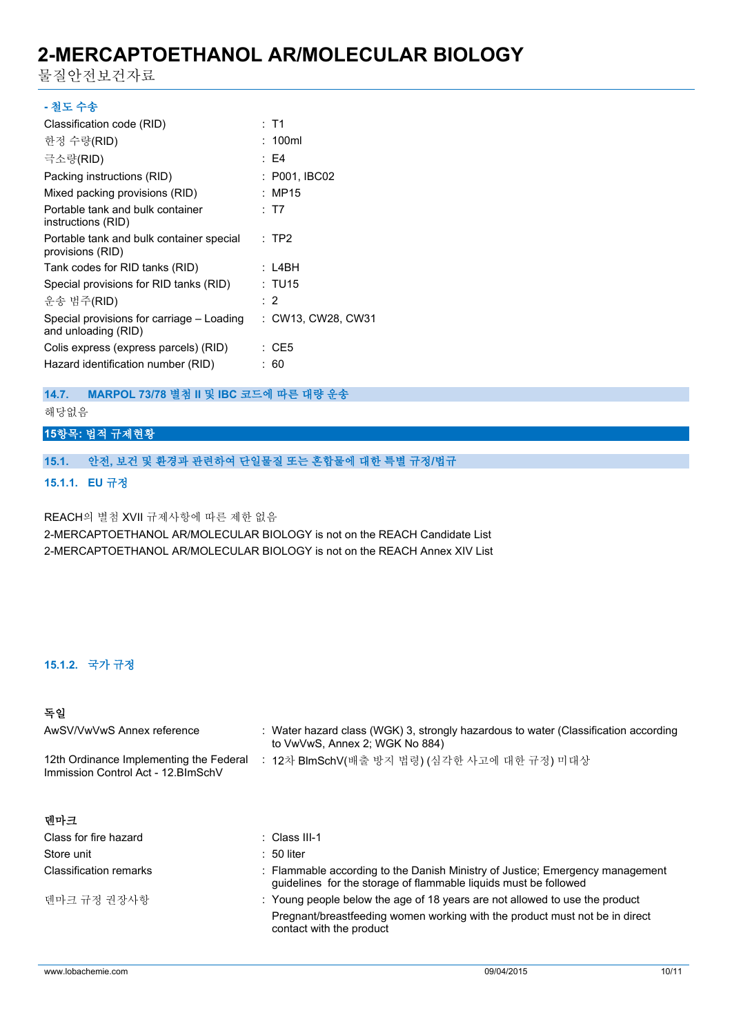**- 철도 수송**

| | |
|---|---|
| Classification code (RID) | : T1 |
| 한정 수량(RID) | : 100ml |
| 극소량(RID) | : E4 |
| Packing instructions (RID) | : P001, IBC02 |
| Mixed packing provisions (RID) | : MP15 |
| Portable tank and bulk container instructions (RID) | : T7 |
| Portable tank and bulk container special provisions (RID) | : TP2 |
| Tank codes for RID tanks (RID) | : L4BH |
| Special provisions for RID tanks (RID) | : TU15 |
| 운송 범주(RID) | : 2 |
| Special provisions for carriage – Loading and unloading (RID) | : CW13, CW28, CW31 |
| Colis express (express parcels) (RID) | : CE5 |
| Hazard identification number (RID) | : 60 |

### 14.7. MARPOL 73/78 별첨 II 및 IBC 코드에 따른 대량 운송

해당없음

## 15항목: 법적 규제현황

### 15.1. 안전, 보건 및 환경과 관련하여 단일물질 또는 혼합물에 대한 특별 규정/법규

#### 15.1.1. EU 규정

REACH의 별첨 XVII 규제사항에 따른 제한 없음

2-MERCAPTOETHANOL AR/MOLECULAR BIOLOGY is not on the REACH Candidate List

2-MERCAPTOETHANOL AR/MOLECULAR BIOLOGY is not on the REACH Annex XIV List

#### 15.1.2. 국가 규정

**독일**

| | |
|---|---|
| AwSV/VwVwS Annex reference | : Water hazard class (WGK) 3, strongly hazardous to water (Classification according to VwVwS, Annex 2; WGK No 884) |
| 12th Ordinance Implementing the Federal Immission Control Act - 12.BImSchV | : 12차 BImSchV(배출 방지 법령) (심각한 사고에 대한 규정) 미대상 |

**덴마크**

| | |
|---|---|
| Class for fire hazard | : Class III-1 |
| Store unit | : 50 liter |
| Classification remarks | : Flammable according to the Danish Ministry of Justice; Emergency management guidelines for the storage of flammable liquids must be followed |
| 덴마크 규정 권장사항 | : Young people below the age of 18 years are not allowed to use the product<br>Pregnant/breastfeeding women working with the product must not be in direct contact with the product |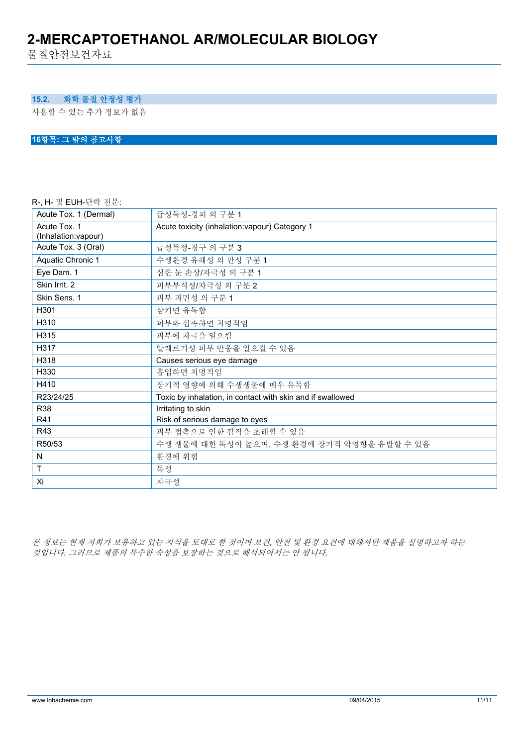### 15.2. 화학 물질 안정성 평가

사용할 수 있는 추가 정보가 없음

## 16항목: 그 밖의 참고사항

R-, H- 및 EUH-단락 전문:

| | |
|---|---|
| Acute Tox. 1 (Dermal) | 급성독성-경피 의 구분 1 |
| Acute Tox. 1 (Inhalation:vapour) | Acute toxicity (inhalation:vapour) Category 1 |
| Acute Tox. 3 (Oral) | 급성독성-경구 의 구분 3 |
| Aquatic Chronic 1 | 수생환경 유해성 의 만성 구분 1 |
| Eye Dam. 1 | 심한 눈 손상/자극성 의 구분 1 |
| Skin Irrit. 2 | 피부부식성/자극성 의 구분 2 |
| Skin Sens. 1 | 피부 과민성 의 구분 1 |
| H301 | 삼키면 유독함 |
| H310 | 피부와 접촉하면 치명적임 |
| H315 | 피부에 자극을 일으킴 |
| H317 | 알레르기성 피부 반응을 일으킬 수 있음 |
| H318 | Causes serious eye damage |
| H330 | 흡입하면 치명적임 |
| H410 | 장기적 영향에 의해 수생생물에 매우 유독함 |
| R23/24/25 | Toxic by inhalation, in contact with skin and if swallowed |
| R38 | Irritating to skin |
| R41 | Risk of serious damage to eyes |
| R43 | 피부 접촉으로 인한 감작을 초래할 수 있음 |
| R50/53 | 수생 생물에 대한 독성이 높으며, 수생 환경에 장기적 악영향을 유발할 수 있음 |
| N | 환경에 위험 |
| T | 독성 |
| Xi | 자극성 |

*본 정보는 현재 저희가 보유하고 있는 지식을 토대로 한 것이며 보건, 안전 및 환경 요건에 대해서만 제품을 설명하고자 하는 것입니다. 그러므로 제품의 특수한 속성을 보장하는 것으로 해석되어서는 안 됩니다.*